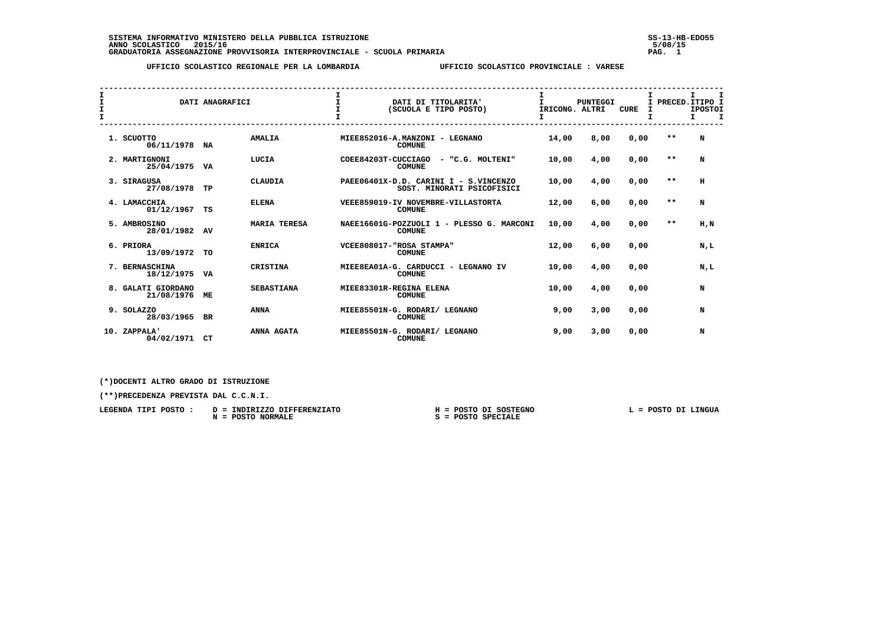**SISTEMA INFORMATIVO MINISTERO DELLA PUBBLICA ISTRUZIONE** SS-13-HB-EDO55
**ANNO SCOLASTICO 2015/16** 5/08/15
**GRADUATORIA ASSEGNAZIONE PROVVISORIA INTERPROVINCIALE - SCUOLA PRIMARIA**

**UFFICIO SCOLASTICO REGIONALE PER LA LOMBARDIA** **UFFICIO SCOLASTICO PROVINCIALE : VARESE**

| DATI ANAGRAFICI | | | DATI DI TITOLARITA' (SCUOLA E TIPO POSTO) | PUNTEGGI IRICONG. | ALTRI | CURE | PRECED. | TIPO POSTO |
|---|---|---|---|---|---|---|---|---|
| 1. SCUOTTO 06/11/1978 | NA | AMALIA | MIEE852016-A.MANZONI - LEGNANO COMUNE | 14,00 | 8,00 | 0,00 | ** | N |
| 2. MARTIGNONI 25/04/1975 | VA | LUCIA | COEE84203T-CUCCIAGO - "C.G. MOLTENI" COMUNE | 10,00 | 4,00 | 0,00 | ** | N |
| 3. SIRAGUSA 27/08/1978 | TP | CLAUDIA | PAEE06401X-D.D. CARINI I - S.VINCENZO SOST. MINORATI PSICOFISICI | 10,00 | 4,00 | 0,00 | ** | H |
| 4. LAMACCHIA 01/12/1967 | TS | ELENA | VEEE859019-IV NOVEMBRE-VILLASTORTA COMUNE | 12,00 | 6,00 | 0,00 | ** | N |
| 5. AMBROSINO 28/01/1982 | AV | MARIA TERESA | NAEE16601G-POZZUOLI 1 - PLESSO G. MARCONI COMUNE | 10,00 | 4,00 | 0,00 | ** | H,N |
| 6. PRIORA 13/09/1972 | TO | ENRICA | VCEE808017-"ROSA STAMPA" COMUNE | 12,00 | 6,00 | 0,00 | | N,L |
| 7. BERNASCHINA 18/12/1975 | VA | CRISTINA | MIEE8EA01A-G. CARDUCCI - LEGNANO IV COMUNE | 10,00 | 4,00 | 0,00 | | N,L |
| 8. GALATI GIORDANO 21/08/1976 | ME | SEBASTIANA | MIEE83301R-REGINA ELENA COMUNE | 10,00 | 4,00 | 0,00 | | N |
| 9. SOLAZZO 28/03/1965 | BR | ANNA | MIEE85501N-G. RODARI/ LEGNANO COMUNE | 9,00 | 3,00 | 0,00 | | N |
| 10. ZAPPALA' 04/02/1971 | CT | ANNA AGATA | MIEE85501N-G. RODARI/ LEGNANO COMUNE | 9,00 | 3,00 | 0,00 | | N |

(*)DOCENTI ALTRO GRADO DI ISTRUZIONE

(**)PRECEDENZA PREVISTA DAL C.C.N.I.

LEGENDA TIPI POSTO :
- D = INDIRIZZO DIFFERENZIATO
- N = POSTO NORMALE
- H = POSTO DI SOSTEGNO
- S = POSTO SPECIALE
- L = POSTO DI LINGUA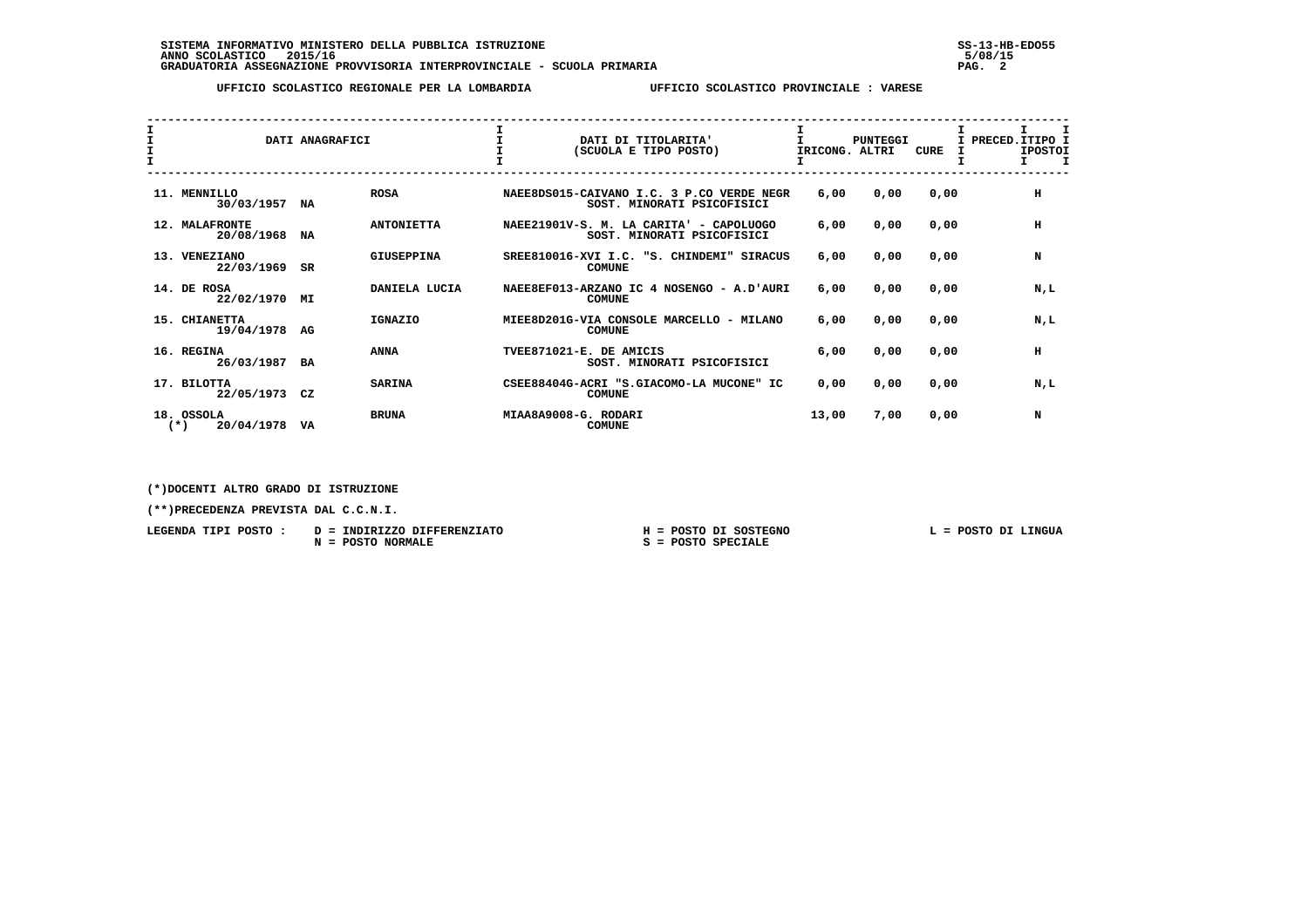**SISTEMA INFORMATIVO MINISTERO DELLA PUBBLICA ISTRUZIONE**
**ANNO SCOLASTICO 2015/16**
**GRADUATORIA ASSEGNAZIONE PROVVISORIA INTERPROVINCIALE - SCUOLA PRIMARIA**

SS-13-HB-EDO55
5/08/15

**UFFICIO SCOLASTICO REGIONALE PER LA LOMBARDIA** — **UFFICIO SCOLASTICO PROVINCIALE : VARESE**

| DATI ANAGRAFICI | | | DATI DI TITOLARITA' (SCUOLA E TIPO POSTO) | PUNTEGGI RICONG. | PUNTEGGI ALTRI | CURE | PRECED. | TIPO POSTO |
|---|---|---|---|---|---|---|---|---|
| 11. MENNILLO 30/03/1957 | NA | ROSA | NAEE8DS015-CAIVANO I.C. 3 P.CO VERDE NEGR SOST. MINORATI PSICOFISICI | 6,00 | 0,00 | 0,00 | | H |
| 12. MALAFRONTE 20/08/1968 | NA | ANTONIETTA | NAEE21901V-S. M. LA CARITA' - CAPOLUOGO SOST. MINORATI PSICOFISICI | 6,00 | 0,00 | 0,00 | | H |
| 13. VENEZIANO 22/03/1969 | SR | GIUSEPPINA | SREE810016-XVI I.C. "S. CHINDEMI" SIRACUS COMUNE | 6,00 | 0,00 | 0,00 | | N |
| 14. DE ROSA 22/02/1970 | MI | DANIELA LUCIA | NAEE8EF013-ARZANO IC 4 NOSENGO - A.D'AURI COMUNE | 6,00 | 0,00 | 0,00 | | N,L |
| 15. CHIANETTA 19/04/1978 | AG | IGNAZIO | MIEE8D201G-VIA CONSOLE MARCELLO - MILANO COMUNE | 6,00 | 0,00 | 0,00 | | N,L |
| 16. REGINA 26/03/1987 | BA | ANNA | TVEE871021-E. DE AMICIS SOST. MINORATI PSICOFISICI | 6,00 | 0,00 | 0,00 | | H |
| 17. BILOTTA 22/05/1973 | CZ | SARINA | CSEE88404G-ACRI "S.GIACOMO-LA MUCONE" IC COMUNE | 0,00 | 0,00 | 0,00 | | N,L |
| 18. OSSOLA (*) 20/04/1978 | VA | BRUNA | MIAA8A9008-G. RODARI COMUNE | 13,00 | 7,00 | 0,00 | | N |

(*)DOCENTI ALTRO GRADO DI ISTRUZIONE

(**)PRECEDENZA PREVISTA DAL C.C.N.I.

LEGENDA TIPI POSTO :
D = INDIRIZZO DIFFERENZIATO
N = POSTO NORMALE
H = POSTO DI SOSTEGNO
S = POSTO SPECIALE
L = POSTO DI LINGUA